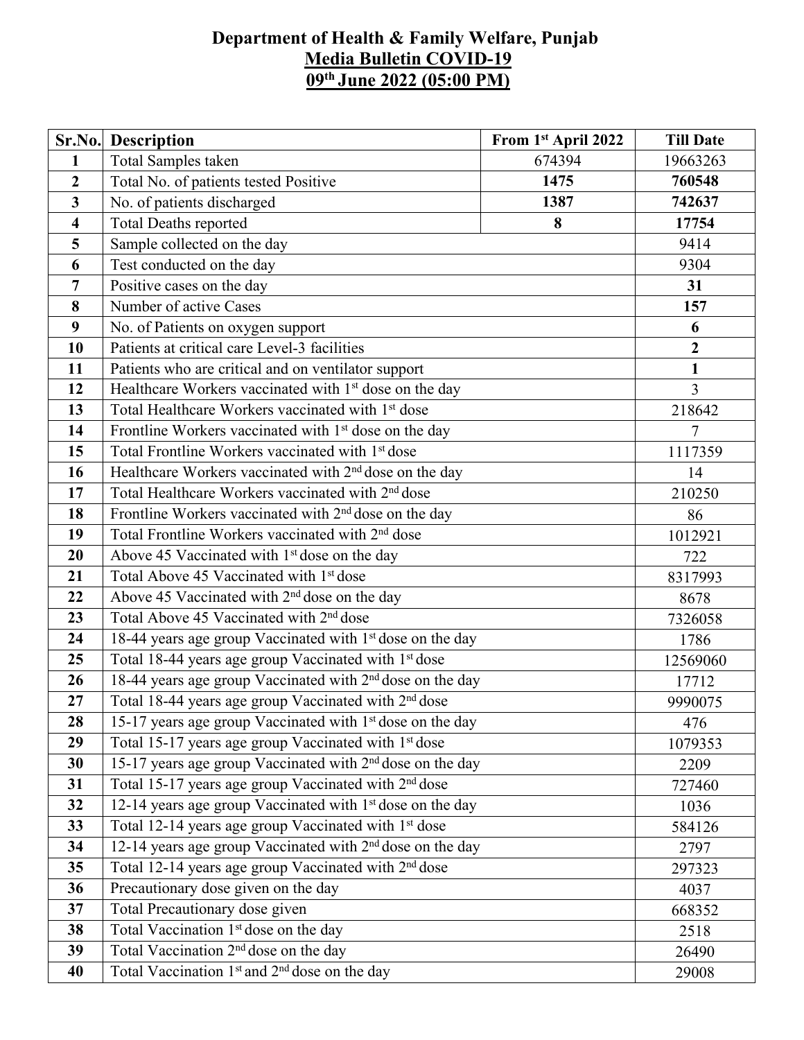# Department of Health & Family Welfare, Punjab

## Media Bulletin COVID-19

## 09th June 2022 (05:00 PM)

| Sr.No. | Description | From 1st April 2022 | Till Date |
|---|---|---|---|
| 1 | Total Samples taken | 674394 | 19663263 |
| 2 | Total No. of patients tested Positive | **1475** | **760548** |
| 3 | No. of patients discharged | **1387** | **742637** |
| 4 | Total Deaths reported | **8** | **17754** |
| 5 | Sample collected on the day | | 9414 |
| 6 | Test conducted on the day | | 9304 |
| 7 | Positive cases on the day | | **31** |
| 8 | Number of active Cases | | **157** |
| 9 | No. of Patients on oxygen support | | **6** |
| 10 | Patients at critical care Level-3 facilities | | **2** |
| 11 | Patients who are critical and on ventilator support | | **1** |
| 12 | Healthcare Workers vaccinated with 1st dose on the day | | 3 |
| 13 | Total Healthcare Workers vaccinated with 1st dose | | 218642 |
| 14 | Frontline Workers vaccinated with 1st dose on the day | | 7 |
| 15 | Total Frontline Workers vaccinated with 1st dose | | 1117359 |
| 16 | Healthcare Workers vaccinated with 2nd dose on the day | | 14 |
| 17 | Total Healthcare Workers vaccinated with 2nd dose | | 210250 |
| 18 | Frontline Workers vaccinated with 2nd dose on the day | | 86 |
| 19 | Total Frontline Workers vaccinated with 2nd dose | | 1012921 |
| 20 | Above 45 Vaccinated with 1st dose on the day | | 722 |
| 21 | Total Above 45 Vaccinated with 1st dose | | 8317993 |
| 22 | Above 45 Vaccinated with 2nd dose on the day | | 8678 |
| 23 | Total Above 45 Vaccinated with 2nd dose | | 7326058 |
| 24 | 18-44 years age group Vaccinated with 1st dose on the day | | 1786 |
| 25 | Total 18-44 years age group Vaccinated with 1st dose | | 12569060 |
| 26 | 18-44 years age group Vaccinated with 2nd dose on the day | | 17712 |
| 27 | Total 18-44 years age group Vaccinated with 2nd dose | | 9990075 |
| 28 | 15-17 years age group Vaccinated with 1st dose on the day | | 476 |
| 29 | Total 15-17 years age group Vaccinated with 1st dose | | 1079353 |
| 30 | 15-17 years age group Vaccinated with 2nd dose on the day | | 2209 |
| 31 | Total 15-17 years age group Vaccinated with 2nd dose | | 727460 |
| 32 | 12-14 years age group Vaccinated with 1st dose on the day | | 1036 |
| 33 | Total 12-14 years age group Vaccinated with 1st dose | | 584126 |
| 34 | 12-14 years age group Vaccinated with 2nd dose on the day | | 2797 |
| 35 | Total 12-14 years age group Vaccinated with 2nd dose | | 297323 |
| 36 | Precautionary dose given on the day | | 4037 |
| 37 | Total Precautionary dose given | | 668352 |
| 38 | Total Vaccination 1st dose on the day | | 2518 |
| 39 | Total Vaccination 2nd dose on the day | | 26490 |
| 40 | Total Vaccination 1st and 2nd dose on the day | | 29008 |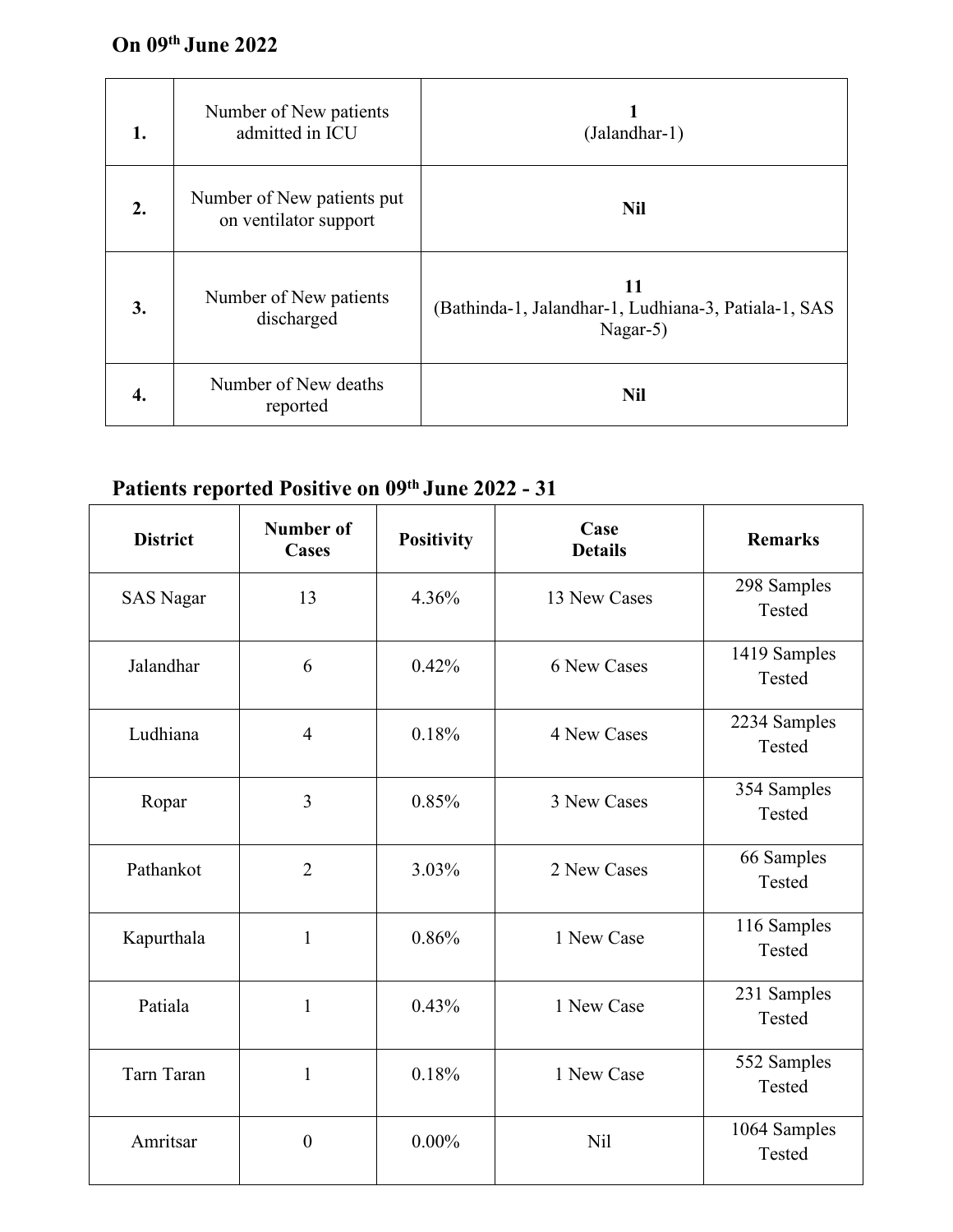**On 09th June 2022**

| | | |
|---|---|---|
| **1.** | Number of New patients admitted in ICU | **1** (Jalandhar-1) |
| **2.** | Number of New patients put on ventilator support | **Nil** |
| **3.** | Number of New patients discharged | **11** (Bathinda-1, Jalandhar-1, Ludhiana-3, Patiala-1, SAS Nagar-5) |
| **4.** | Number of New deaths reported | **Nil** |

**Patients reported Positive on 09th June 2022 - 31**

| **District** | **Number of Cases** | **Positivity** | **Case Details** | **Remarks** |
|---|---|---|---|---|
| SAS Nagar | 13 | 4.36% | 13 New Cases | 298 Samples Tested |
| Jalandhar | 6 | 0.42% | 6 New Cases | 1419 Samples Tested |
| Ludhiana | 4 | 0.18% | 4 New Cases | 2234 Samples Tested |
| Ropar | 3 | 0.85% | 3 New Cases | 354 Samples Tested |
| Pathankot | 2 | 3.03% | 2 New Cases | 66 Samples Tested |
| Kapurthala | 1 | 0.86% | 1 New Case | 116 Samples Tested |
| Patiala | 1 | 0.43% | 1 New Case | 231 Samples Tested |
| Tarn Taran | 1 | 0.18% | 1 New Case | 552 Samples Tested |
| Amritsar | 0 | 0.00% | Nil | 1064 Samples Tested |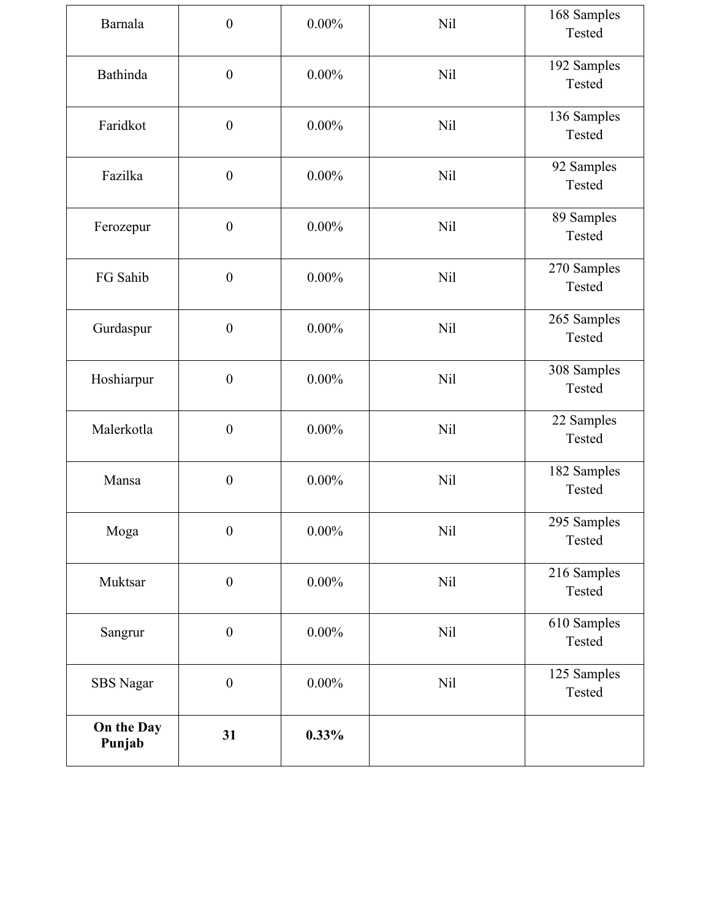| | | | | |
|---|---|---|---|---|
| Barnala | 0 | 0.00% | Nil | 168 Samples Tested |
| Bathinda | 0 | 0.00% | Nil | 192 Samples Tested |
| Faridkot | 0 | 0.00% | Nil | 136 Samples Tested |
| Fazilka | 0 | 0.00% | Nil | 92 Samples Tested |
| Ferozepur | 0 | 0.00% | Nil | 89 Samples Tested |
| FG Sahib | 0 | 0.00% | Nil | 270 Samples Tested |
| Gurdaspur | 0 | 0.00% | Nil | 265 Samples Tested |
| Hoshiarpur | 0 | 0.00% | Nil | 308 Samples Tested |
| Malerkotla | 0 | 0.00% | Nil | 22 Samples Tested |
| Mansa | 0 | 0.00% | Nil | 182 Samples Tested |
| Moga | 0 | 0.00% | Nil | 295 Samples Tested |
| Muktsar | 0 | 0.00% | Nil | 216 Samples Tested |
| Sangrur | 0 | 0.00% | Nil | 610 Samples Tested |
| SBS Nagar | 0 | 0.00% | Nil | 125 Samples Tested |
| **On the Day Punjab** | **31** | **0.33%** | | |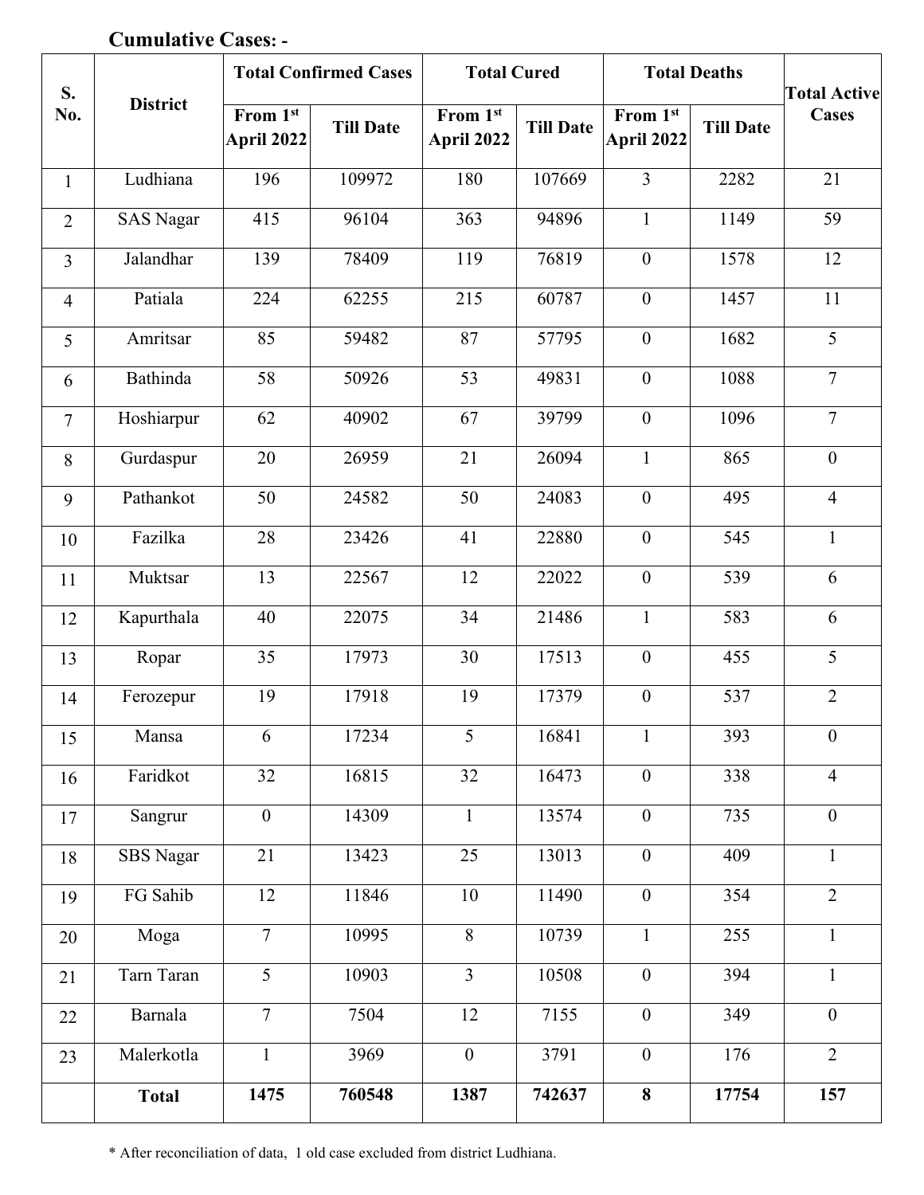**Cumulative Cases: -**

| S. No. | District | Total Confirmed Cases | | Total Cured | | Total Deaths | | Total Active Cases |
|---|---|---|---|---|---|---|---|---|
| | | From 1st April 2022 | Till Date | From 1st April 2022 | Till Date | From 1st April 2022 | Till Date | |
| 1 | Ludhiana | 196 | 109972 | 180 | 107669 | 3 | 2282 | 21 |
| 2 | SAS Nagar | 415 | 96104 | 363 | 94896 | 1 | 1149 | 59 |
| 3 | Jalandhar | 139 | 78409 | 119 | 76819 | 0 | 1578 | 12 |
| 4 | Patiala | 224 | 62255 | 215 | 60787 | 0 | 1457 | 11 |
| 5 | Amritsar | 85 | 59482 | 87 | 57795 | 0 | 1682 | 5 |
| 6 | Bathinda | 58 | 50926 | 53 | 49831 | 0 | 1088 | 7 |
| 7 | Hoshiarpur | 62 | 40902 | 67 | 39799 | 0 | 1096 | 7 |
| 8 | Gurdaspur | 20 | 26959 | 21 | 26094 | 1 | 865 | 0 |
| 9 | Pathankot | 50 | 24582 | 50 | 24083 | 0 | 495 | 4 |
| 10 | Fazilka | 28 | 23426 | 41 | 22880 | 0 | 545 | 1 |
| 11 | Muktsar | 13 | 22567 | 12 | 22022 | 0 | 539 | 6 |
| 12 | Kapurthala | 40 | 22075 | 34 | 21486 | 1 | 583 | 6 |
| 13 | Ropar | 35 | 17973 | 30 | 17513 | 0 | 455 | 5 |
| 14 | Ferozepur | 19 | 17918 | 19 | 17379 | 0 | 537 | 2 |
| 15 | Mansa | 6 | 17234 | 5 | 16841 | 1 | 393 | 0 |
| 16 | Faridkot | 32 | 16815 | 32 | 16473 | 0 | 338 | 4 |
| 17 | Sangrur | 0 | 14309 | 1 | 13574 | 0 | 735 | 0 |
| 18 | SBS Nagar | 21 | 13423 | 25 | 13013 | 0 | 409 | 1 |
| 19 | FG Sahib | 12 | 11846 | 10 | 11490 | 0 | 354 | 2 |
| 20 | Moga | 7 | 10995 | 8 | 10739 | 1 | 255 | 1 |
| 21 | Tarn Taran | 5 | 10903 | 3 | 10508 | 0 | 394 | 1 |
| 22 | Barnala | 7 | 7504 | 12 | 7155 | 0 | 349 | 0 |
| 23 | Malerkotla | 1 | 3969 | 0 | 3791 | 0 | 176 | 2 |
| | **Total** | **1475** | **760548** | **1387** | **742637** | **8** | **17754** | **157** |

* After reconciliation of data, 1 old case excluded from district Ludhiana.